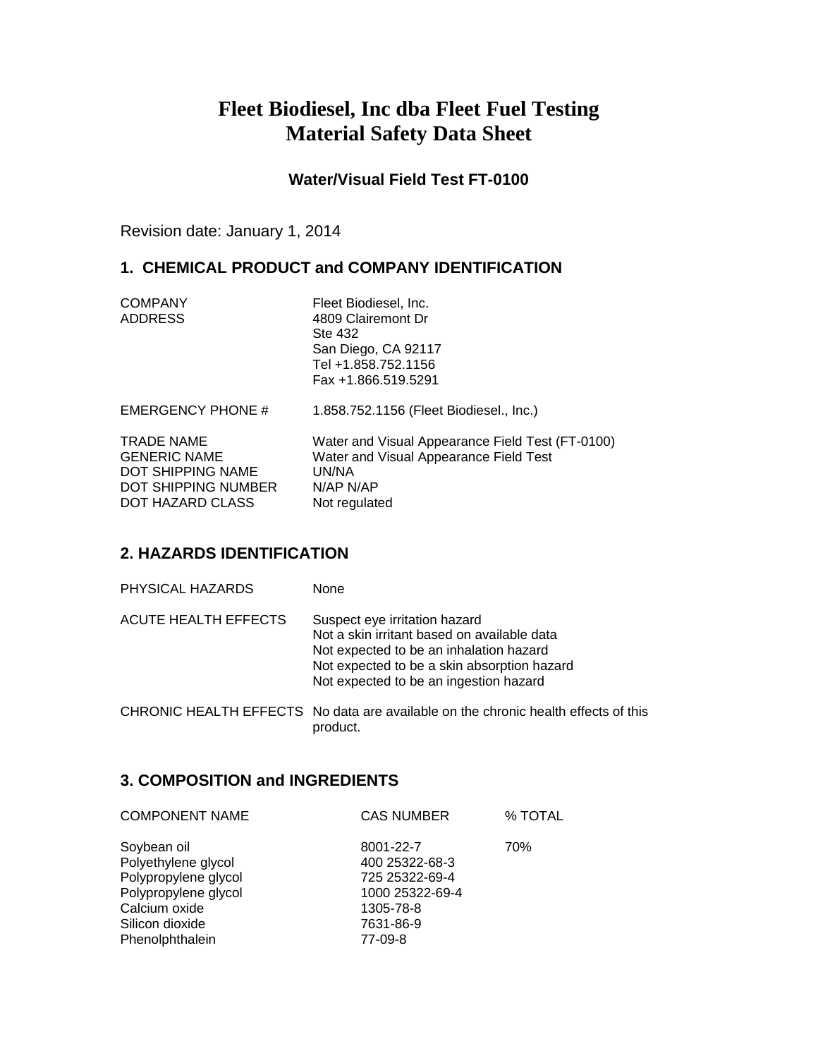# Fleet Biodiesel, Inc dba Fleet Fuel Testing
# Material Safety Data Sheet

### Water/Visual Field Test FT-0100

Revision date: January 1, 2014

## 1. CHEMICAL PRODUCT and COMPANY IDENTIFICATION

| | |
|---|---|
| COMPANY | Fleet Biodiesel, Inc. |
| ADDRESS | 4809 Clairemont Dr<br>Ste 432<br>San Diego, CA 92117<br>Tel +1.858.752.1156<br>Fax +1.866.519.5291 |
| EMERGENCY PHONE # | 1.858.752.1156 (Fleet Biodiesel., Inc.) |
| TRADE NAME | Water and Visual Appearance Field Test (FT-0100) |
| GENERIC NAME | Water and Visual Appearance Field Test |
| DOT SHIPPING NAME | UN/NA |
| DOT SHIPPING NUMBER | N/AP N/AP |
| DOT HAZARD CLASS | Not regulated |

## 2. HAZARDS IDENTIFICATION

| | |
|---|---|
| PHYSICAL HAZARDS | None |
| ACUTE HEALTH EFFECTS | Suspect eye irritation hazard<br>Not a skin irritant based on available data<br>Not expected to be an inhalation hazard<br>Not expected to be a skin absorption hazard<br>Not expected to be an ingestion hazard |
| CHRONIC HEALTH EFFECTS | No data are available on the chronic health effects of this product. |

## 3. COMPOSITION and INGREDIENTS

| COMPONENT NAME | CAS NUMBER | % TOTAL |
|---|---|---|
| Soybean oil | 8001-22-7 | 70% |
| Polyethylene glycol | 400 25322-68-3 | |
| Polypropylene glycol | 725 25322-69-4 | |
| Polypropylene glycol | 1000 25322-69-4 | |
| Calcium oxide | 1305-78-8 | |
| Silicon dioxide | 7631-86-9 | |
| Phenolphthalein | 77-09-8 | |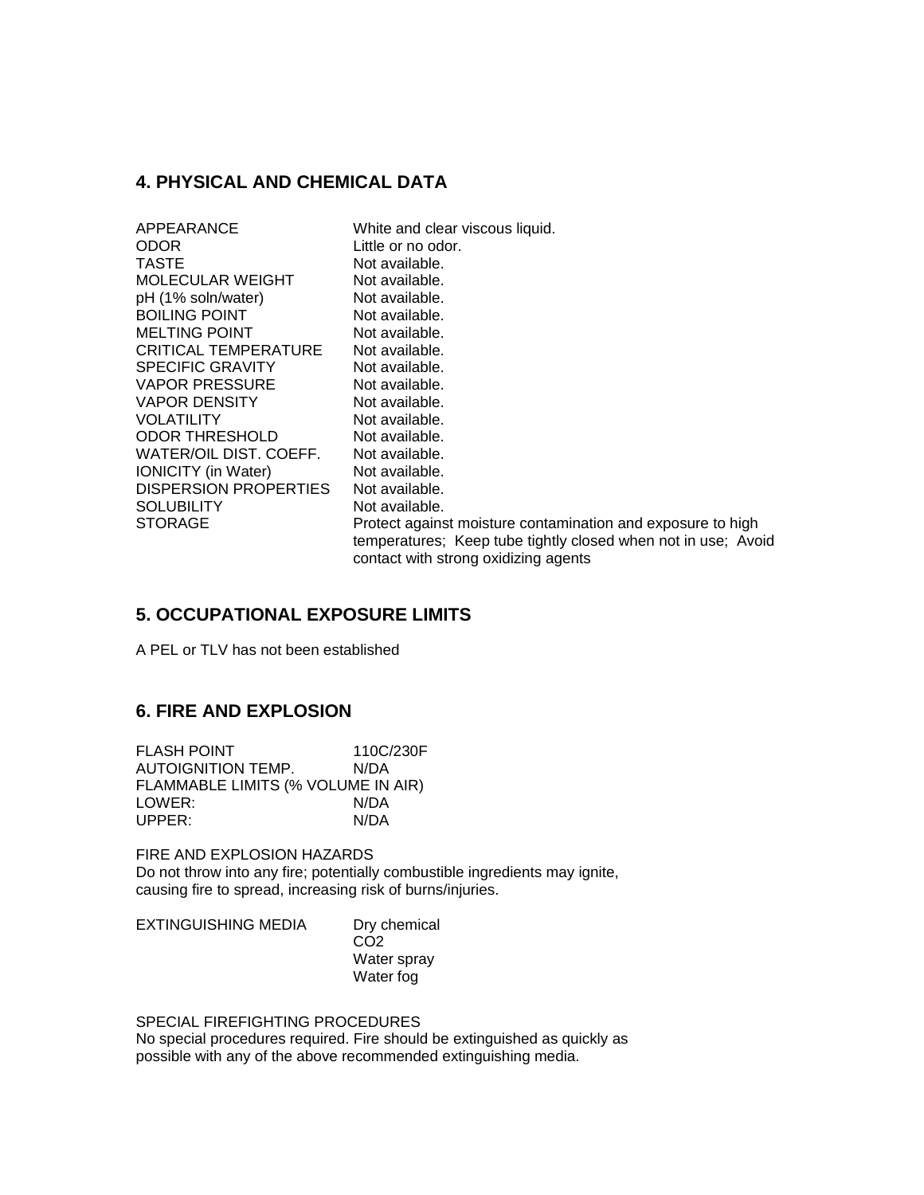## 4. PHYSICAL AND CHEMICAL DATA

| | |
|---|---|
| APPEARANCE | White and clear viscous liquid. |
| ODOR | Little or no odor. |
| TASTE | Not available. |
| MOLECULAR WEIGHT | Not available. |
| pH (1% soln/water) | Not available. |
| BOILING POINT | Not available. |
| MELTING POINT | Not available. |
| CRITICAL TEMPERATURE | Not available. |
| SPECIFIC GRAVITY | Not available. |
| VAPOR PRESSURE | Not available. |
| VAPOR DENSITY | Not available. |
| VOLATILITY | Not available. |
| ODOR THRESHOLD | Not available. |
| WATER/OIL DIST. COEFF. | Not available. |
| IONICITY (in Water) | Not available. |
| DISPERSION PROPERTIES | Not available. |
| SOLUBILITY | Not available. |
| STORAGE | Protect against moisture contamination and exposure to high temperatures; Keep tube tightly closed when not in use; Avoid contact with strong oxidizing agents |

## 5. OCCUPATIONAL EXPOSURE LIMITS

A PEL or TLV has not been established

## 6. FIRE AND EXPLOSION

| | |
|---|---|
| FLASH POINT | 110C/230F |
| AUTOIGNITION TEMP. | N/DA |
| FLAMMABLE LIMITS (% VOLUME IN AIR) | |
| LOWER: | N/DA |
| UPPER: | N/DA |

FIRE AND EXPLOSION HAZARDS
Do not throw into any fire; potentially combustible ingredients may ignite, causing fire to spread, increasing risk of burns/injuries.

EXTINGUISHING MEDIA
- Dry chemical
- $CO_2$
- Water spray
- Water fog

SPECIAL FIREFIGHTING PROCEDURES
No special procedures required. Fire should be extinguished as quickly as possible with any of the above recommended extinguishing media.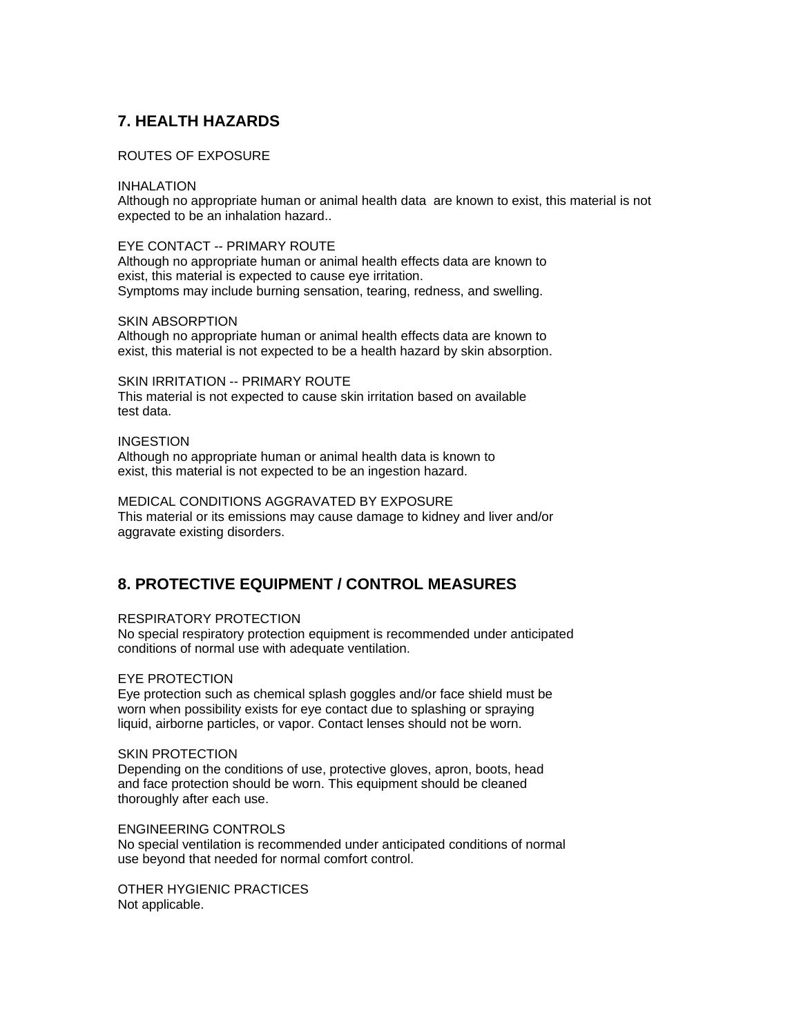## 7. HEALTH HAZARDS

ROUTES OF EXPOSURE

INHALATION
Although no appropriate human or animal health data are known to exist, this material is not expected to be an inhalation hazard..

EYE CONTACT -- PRIMARY ROUTE
Although no appropriate human or animal health effects data are known to exist, this material is expected to cause eye irritation.
Symptoms may include burning sensation, tearing, redness, and swelling.

SKIN ABSORPTION
Although no appropriate human or animal health effects data are known to exist, this material is not expected to be a health hazard by skin absorption.

SKIN IRRITATION -- PRIMARY ROUTE
This material is not expected to cause skin irritation based on available test data.

INGESTION
Although no appropriate human or animal health data is known to exist, this material is not expected to be an ingestion hazard.

MEDICAL CONDITIONS AGGRAVATED BY EXPOSURE
This material or its emissions may cause damage to kidney and liver and/or aggravate existing disorders.

## 8. PROTECTIVE EQUIPMENT / CONTROL MEASURES

RESPIRATORY PROTECTION
No special respiratory protection equipment is recommended under anticipated conditions of normal use with adequate ventilation.

EYE PROTECTION
Eye protection such as chemical splash goggles and/or face shield must be worn when possibility exists for eye contact due to splashing or spraying liquid, airborne particles, or vapor. Contact lenses should not be worn.

SKIN PROTECTION
Depending on the conditions of use, protective gloves, apron, boots, head and face protection should be worn. This equipment should be cleaned thoroughly after each use.

ENGINEERING CONTROLS
No special ventilation is recommended under anticipated conditions of normal use beyond that needed for normal comfort control.

OTHER HYGIENIC PRACTICES
Not applicable.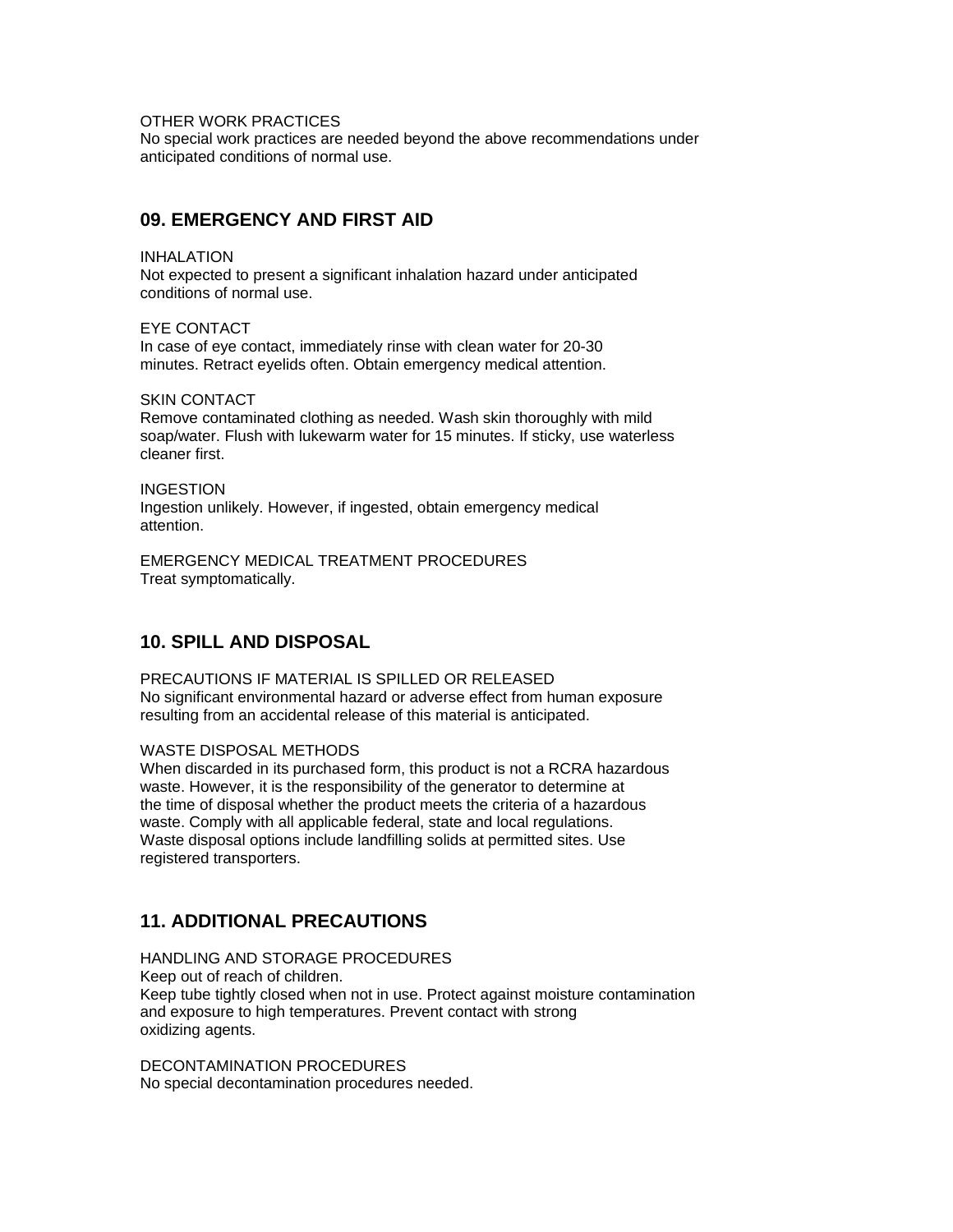OTHER WORK PRACTICES
No special work practices are needed beyond the above recommendations under anticipated conditions of normal use.

## 09. EMERGENCY AND FIRST AID

INHALATION
Not expected to present a significant inhalation hazard under anticipated conditions of normal use.

EYE CONTACT
In case of eye contact, immediately rinse with clean water for 20-30 minutes. Retract eyelids often. Obtain emergency medical attention.

SKIN CONTACT
Remove contaminated clothing as needed. Wash skin thoroughly with mild soap/water. Flush with lukewarm water for 15 minutes. If sticky, use waterless cleaner first.

INGESTION
Ingestion unlikely. However, if ingested, obtain emergency medical attention.

EMERGENCY MEDICAL TREATMENT PROCEDURES
Treat symptomatically.

## 10. SPILL AND DISPOSAL

PRECAUTIONS IF MATERIAL IS SPILLED OR RELEASED
No significant environmental hazard or adverse effect from human exposure resulting from an accidental release of this material is anticipated.

WASTE DISPOSAL METHODS
When discarded in its purchased form, this product is not a RCRA hazardous waste. However, it is the responsibility of the generator to determine at the time of disposal whether the product meets the criteria of a hazardous waste. Comply with all applicable federal, state and local regulations. Waste disposal options include landfilling solids at permitted sites. Use registered transporters.

## 11. ADDITIONAL PRECAUTIONS

HANDLING AND STORAGE PROCEDURES
Keep out of reach of children.
Keep tube tightly closed when not in use. Protect against moisture contamination and exposure to high temperatures. Prevent contact with strong oxidizing agents.

DECONTAMINATION PROCEDURES
No special decontamination procedures needed.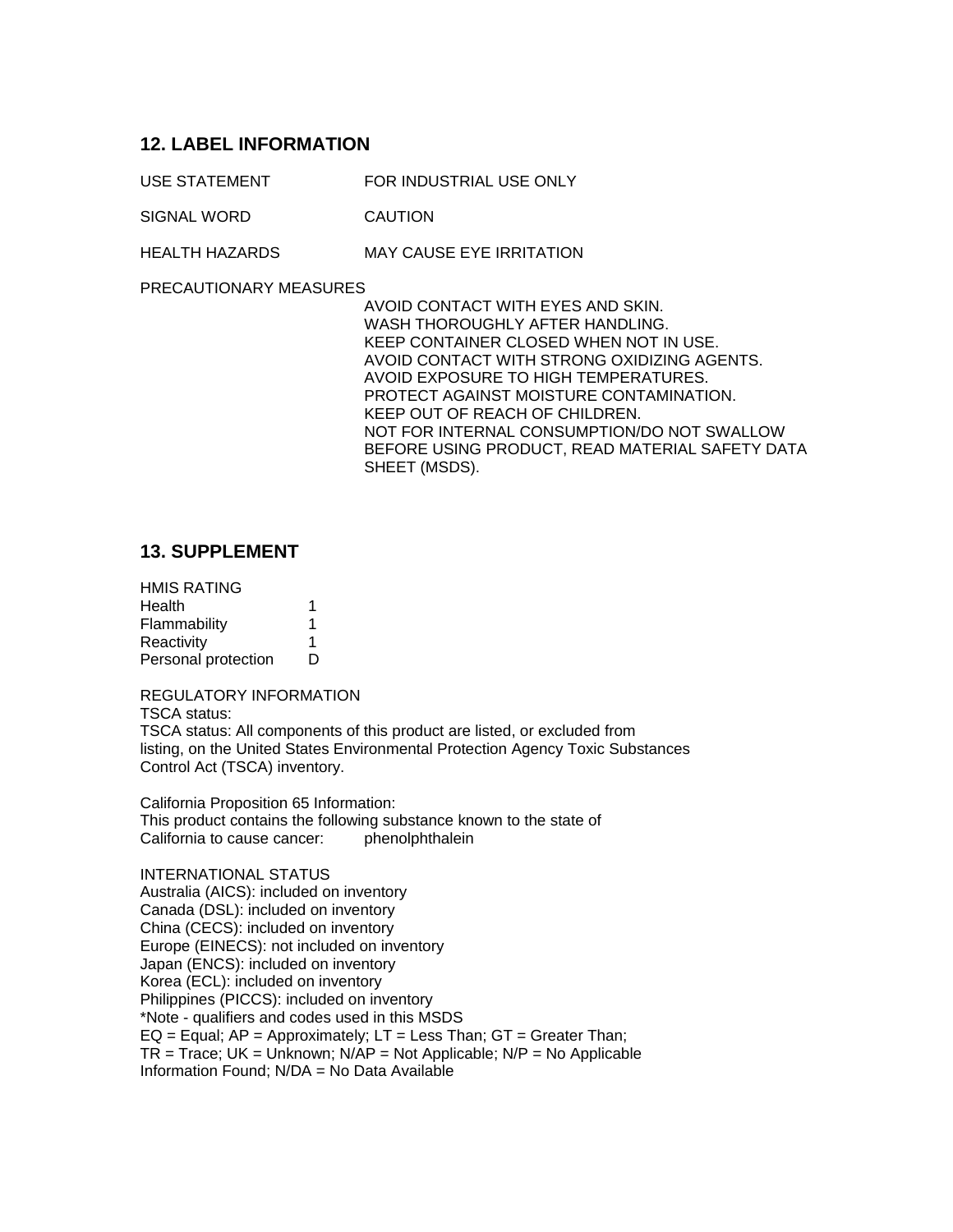## 12. LABEL INFORMATION

USE STATEMENT FOR INDUSTRIAL USE ONLY

SIGNAL WORD CAUTION

HEALTH HAZARDS MAY CAUSE EYE IRRITATION

PRECAUTIONARY MEASURES

AVOID CONTACT WITH EYES AND SKIN.
WASH THOROUGHLY AFTER HANDLING.
KEEP CONTAINER CLOSED WHEN NOT IN USE.
AVOID CONTACT WITH STRONG OXIDIZING AGENTS.
AVOID EXPOSURE TO HIGH TEMPERATURES.
PROTECT AGAINST MOISTURE CONTAMINATION.
KEEP OUT OF REACH OF CHILDREN.
NOT FOR INTERNAL CONSUMPTION/DO NOT SWALLOW
BEFORE USING PRODUCT, READ MATERIAL SAFETY DATA SHEET (MSDS).

## 13. SUPPLEMENT

HMIS RATING

| | |
|---|---|
| Health | 1 |
| Flammability | 1 |
| Reactivity | 1 |
| Personal protection | D |

REGULATORY INFORMATION
TSCA status:
TSCA status: All components of this product are listed, or excluded from listing, on the United States Environmental Protection Agency Toxic Substances Control Act (TSCA) inventory.

California Proposition 65 Information:
This product contains the following substance known to the state of California to cause cancer: phenolphthalein

INTERNATIONAL STATUS
Australia (AICS): included on inventory
Canada (DSL): included on inventory
China (CECS): included on inventory
Europe (EINECS): not included on inventory
Japan (ENCS): included on inventory
Korea (ECL): included on inventory
Philippines (PICCS): included on inventory
*Note - qualifiers and codes used in this MSDS
EQ = Equal; AP = Approximately; LT = Less Than; GT = Greater Than;
TR = Trace; UK = Unknown; N/AP = Not Applicable; N/P = No Applicable Information Found; N/DA = No Data Available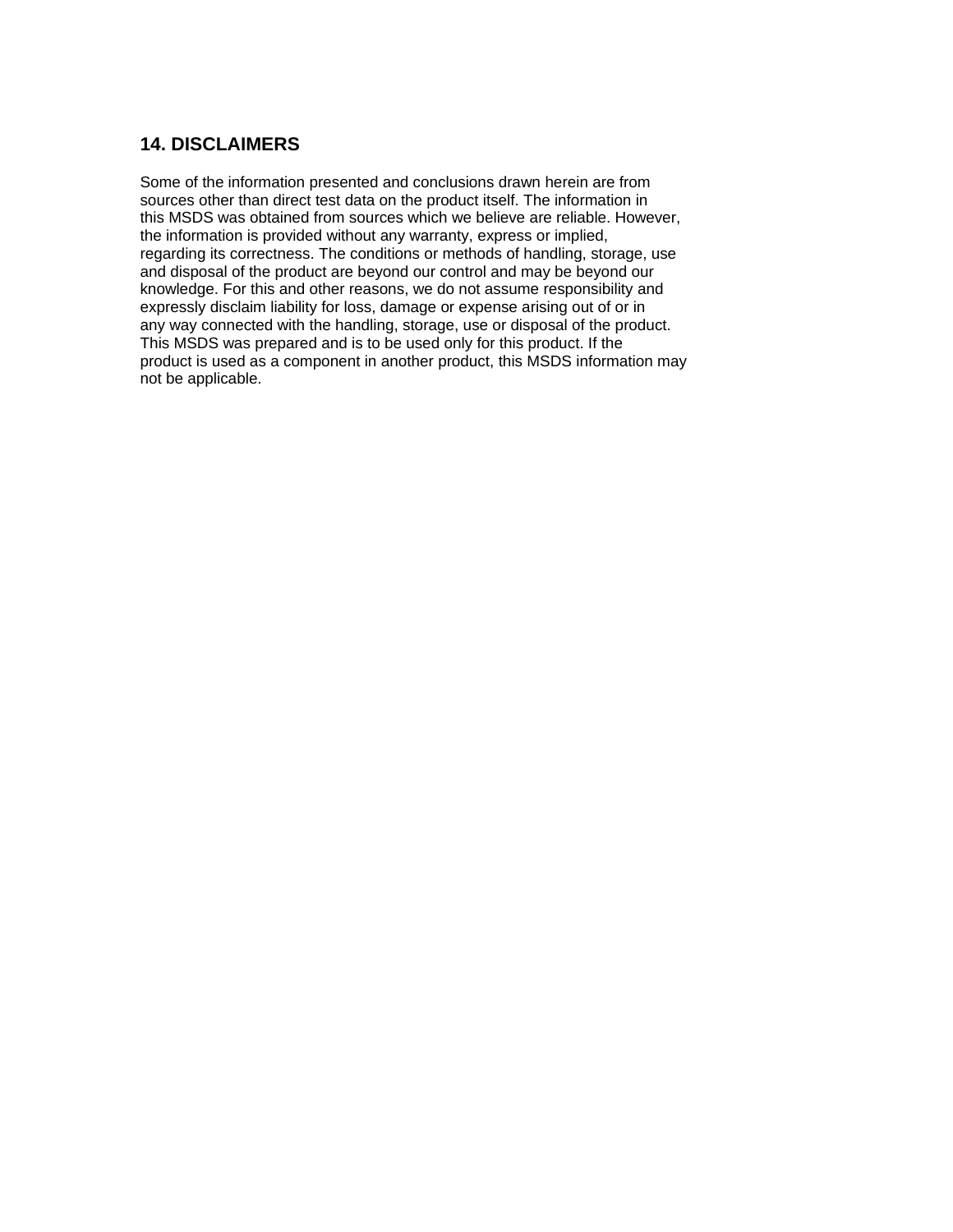## 14. DISCLAIMERS

Some of the information presented and conclusions drawn herein are from sources other than direct test data on the product itself. The information in this MSDS was obtained from sources which we believe are reliable. However, the information is provided without any warranty, express or implied, regarding its correctness. The conditions or methods of handling, storage, use and disposal of the product are beyond our control and may be beyond our knowledge. For this and other reasons, we do not assume responsibility and expressly disclaim liability for loss, damage or expense arising out of or in any way connected with the handling, storage, use or disposal of the product. This MSDS was prepared and is to be used only for this product. If the product is used as a component in another product, this MSDS information may not be applicable.